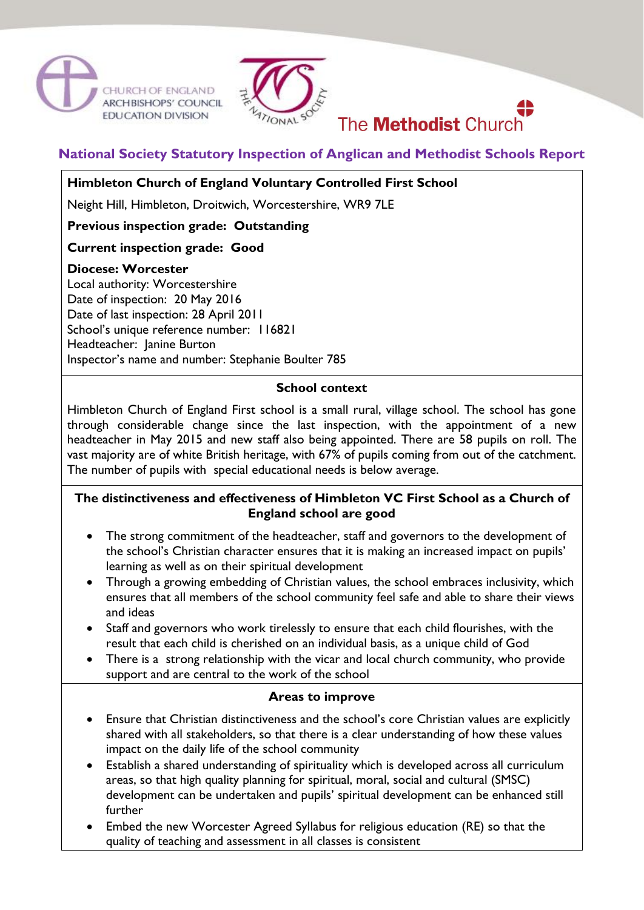CHURCH OF ENGLAND
ARCHBISHOPS' COUNCIL
EDUCATION DIVISION

THE NATIONAL SOCIETY

The **Methodist** Church

# National Society Statutory Inspection of Anglican and Methodist Schools Report

**Himbleton Church of England Voluntary Controlled First School**

Neight Hill, Himbleton, Droitwich, Worcestershire, WR9 7LE

**Previous inspection grade: Outstanding**

**Current inspection grade: Good**

**Diocese: Worcester**

Local authority: Worcestershire
Date of inspection: 20 May 2016
Date of last inspection: 28 April 2011
School's unique reference number: 116821
Headteacher: Janine Burton
Inspector's name and number: Stephanie Boulter 785

## School context

Himbleton Church of England First school is a small rural, village school. The school has gone through considerable change since the last inspection, with the appointment of a new headteacher in May 2015 and new staff also being appointed. There are 58 pupils on roll. The vast majority are of white British heritage, with 67% of pupils coming from out of the catchment. The number of pupils with special educational needs is below average.

## The distinctiveness and effectiveness of Himbleton VC First School as a Church of England school are good

- The strong commitment of the headteacher, staff and governors to the development of the school's Christian character ensures that it is making an increased impact on pupils' learning as well as on their spiritual development
- Through a growing embedding of Christian values, the school embraces inclusivity, which ensures that all members of the school community feel safe and able to share their views and ideas
- Staff and governors who work tirelessly to ensure that each child flourishes, with the result that each child is cherished on an individual basis, as a unique child of God
- There is a strong relationship with the vicar and local church community, who provide support and are central to the work of the school

## Areas to improve

- Ensure that Christian distinctiveness and the school's core Christian values are explicitly shared with all stakeholders, so that there is a clear understanding of how these values impact on the daily life of the school community
- Establish a shared understanding of spirituality which is developed across all curriculum areas, so that high quality planning for spiritual, moral, social and cultural (SMSC) development can be undertaken and pupils' spiritual development can be enhanced still further
- Embed the new Worcester Agreed Syllabus for religious education (RE) so that the quality of teaching and assessment in all classes is consistent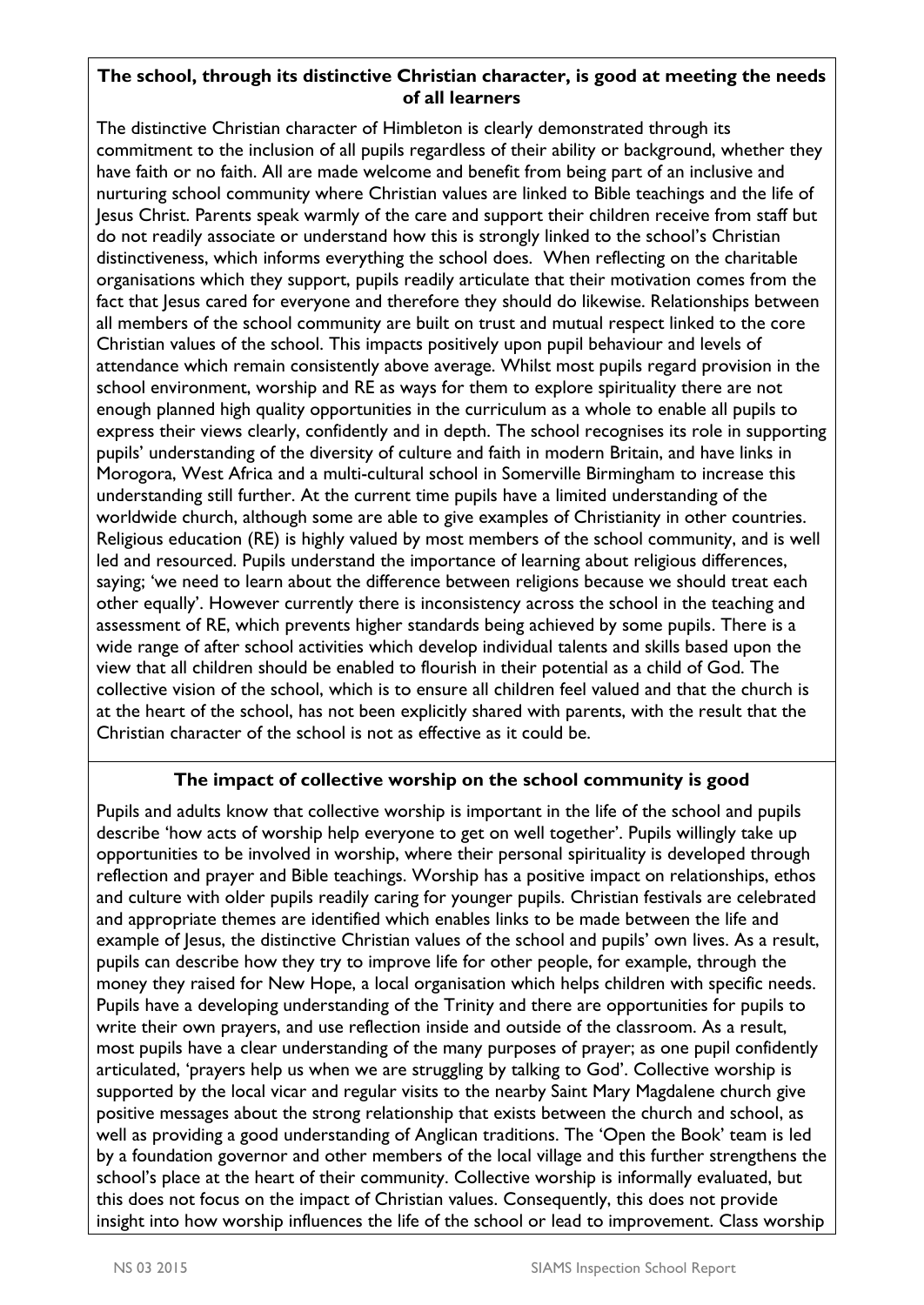**The school, through its distinctive Christian character, is good at meeting the needs of all learners**

The distinctive Christian character of Himbleton is clearly demonstrated through its commitment to the inclusion of all pupils regardless of their ability or background, whether they have faith or no faith. All are made welcome and benefit from being part of an inclusive and nurturing school community where Christian values are linked to Bible teachings and the life of Jesus Christ. Parents speak warmly of the care and support their children receive from staff but do not readily associate or understand how this is strongly linked to the school's Christian distinctiveness, which informs everything the school does. When reflecting on the charitable organisations which they support, pupils readily articulate that their motivation comes from the fact that Jesus cared for everyone and therefore they should do likewise. Relationships between all members of the school community are built on trust and mutual respect linked to the core Christian values of the school. This impacts positively upon pupil behaviour and levels of attendance which remain consistently above average. Whilst most pupils regard provision in the school environment, worship and RE as ways for them to explore spirituality there are not enough planned high quality opportunities in the curriculum as a whole to enable all pupils to express their views clearly, confidently and in depth. The school recognises its role in supporting pupils' understanding of the diversity of culture and faith in modern Britain, and have links in Morogora, West Africa and a multi-cultural school in Somerville Birmingham to increase this understanding still further. At the current time pupils have a limited understanding of the worldwide church, although some are able to give examples of Christianity in other countries. Religious education (RE) is highly valued by most members of the school community, and is well led and resourced. Pupils understand the importance of learning about religious differences, saying; 'we need to learn about the difference between religions because we should treat each other equally'. However currently there is inconsistency across the school in the teaching and assessment of RE, which prevents higher standards being achieved by some pupils. There is a wide range of after school activities which develop individual talents and skills based upon the view that all children should be enabled to flourish in their potential as a child of God. The collective vision of the school, which is to ensure all children feel valued and that the church is at the heart of the school, has not been explicitly shared with parents, with the result that the Christian character of the school is not as effective as it could be.

**The impact of collective worship on the school community is good**

Pupils and adults know that collective worship is important in the life of the school and pupils describe 'how acts of worship help everyone to get on well together'. Pupils willingly take up opportunities to be involved in worship, where their personal spirituality is developed through reflection and prayer and Bible teachings. Worship has a positive impact on relationships, ethos and culture with older pupils readily caring for younger pupils. Christian festivals are celebrated and appropriate themes are identified which enables links to be made between the life and example of Jesus, the distinctive Christian values of the school and pupils' own lives. As a result, pupils can describe how they try to improve life for other people, for example, through the money they raised for New Hope, a local organisation which helps children with specific needs. Pupils have a developing understanding of the Trinity and there are opportunities for pupils to write their own prayers, and use reflection inside and outside of the classroom. As a result, most pupils have a clear understanding of the many purposes of prayer; as one pupil confidently articulated, 'prayers help us when we are struggling by talking to God'. Collective worship is supported by the local vicar and regular visits to the nearby Saint Mary Magdalene church give positive messages about the strong relationship that exists between the church and school, as well as providing a good understanding of Anglican traditions. The 'Open the Book' team is led by a foundation governor and other members of the local village and this further strengthens the school's place at the heart of their community. Collective worship is informally evaluated, but this does not focus on the impact of Christian values. Consequently, this does not provide insight into how worship influences the life of the school or lead to improvement. Class worship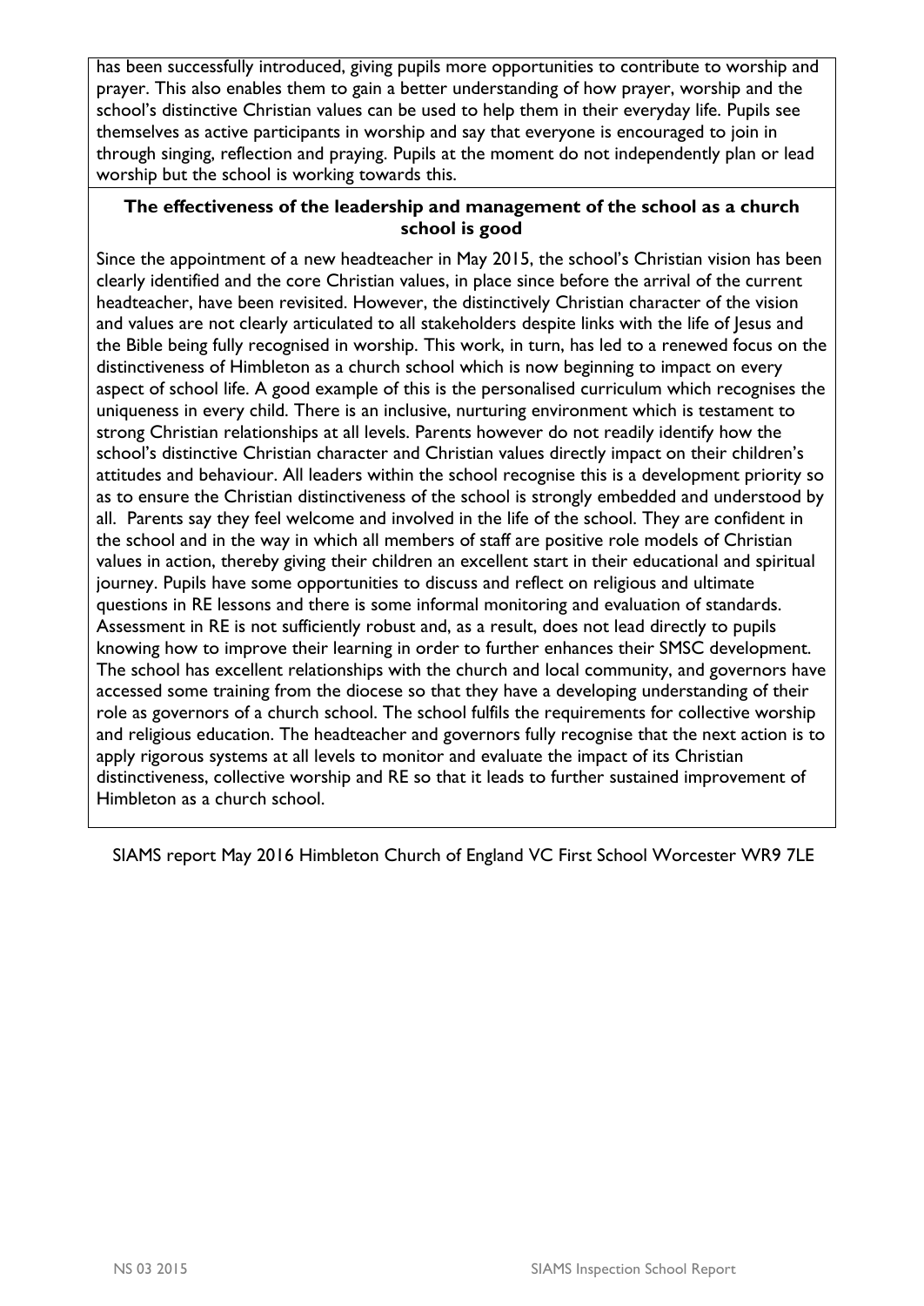has been successfully introduced, giving pupils more opportunities to contribute to worship and prayer. This also enables them to gain a better understanding of how prayer, worship and the school's distinctive Christian values can be used to help them in their everyday life. Pupils see themselves as active participants in worship and say that everyone is encouraged to join in through singing, reflection and praying. Pupils at the moment do not independently plan or lead worship but the school is working towards this.

**The effectiveness of the leadership and management of the school as a church school is good**

Since the appointment of a new headteacher in May 2015, the school's Christian vision has been clearly identified and the core Christian values, in place since before the arrival of the current headteacher, have been revisited. However, the distinctively Christian character of the vision and values are not clearly articulated to all stakeholders despite links with the life of Jesus and the Bible being fully recognised in worship. This work, in turn, has led to a renewed focus on the distinctiveness of Himbleton as a church school which is now beginning to impact on every aspect of school life. A good example of this is the personalised curriculum which recognises the uniqueness in every child. There is an inclusive, nurturing environment which is testament to strong Christian relationships at all levels. Parents however do not readily identify how the school's distinctive Christian character and Christian values directly impact on their children's attitudes and behaviour. All leaders within the school recognise this is a development priority so as to ensure the Christian distinctiveness of the school is strongly embedded and understood by all. Parents say they feel welcome and involved in the life of the school. They are confident in the school and in the way in which all members of staff are positive role models of Christian values in action, thereby giving their children an excellent start in their educational and spiritual journey. Pupils have some opportunities to discuss and reflect on religious and ultimate questions in RE lessons and there is some informal monitoring and evaluation of standards. Assessment in RE is not sufficiently robust and, as a result, does not lead directly to pupils knowing how to improve their learning in order to further enhances their SMSC development. The school has excellent relationships with the church and local community, and governors have accessed some training from the diocese so that they have a developing understanding of their role as governors of a church school. The school fulfils the requirements for collective worship and religious education. The headteacher and governors fully recognise that the next action is to apply rigorous systems at all levels to monitor and evaluate the impact of its Christian distinctiveness, collective worship and RE so that it leads to further sustained improvement of Himbleton as a church school.

SIAMS report May 2016 Himbleton Church of England VC First School Worcester WR9 7LE